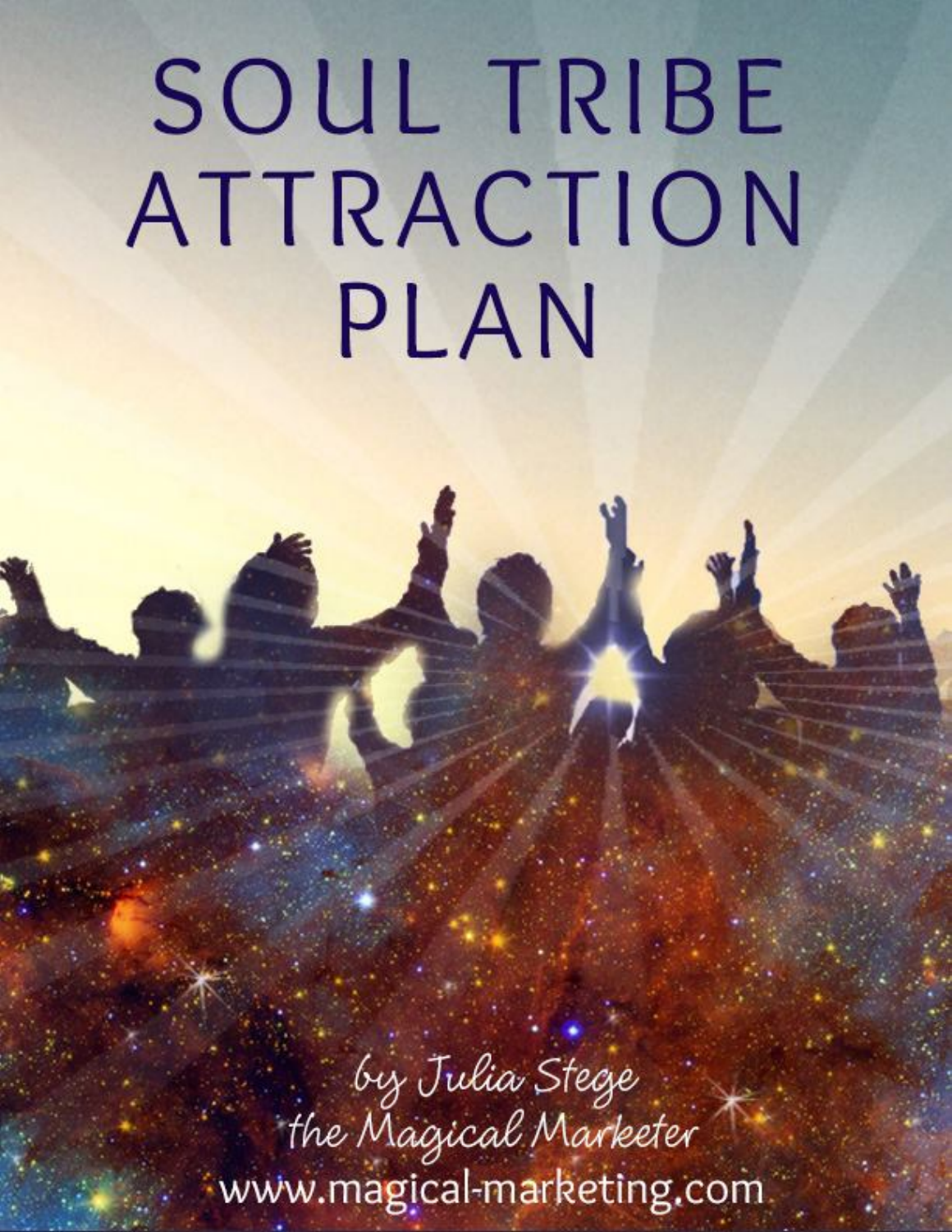# SOUL TRIBE ATTRACTION PLAN

by Julia Stege
the Magical Marketer
www.magical-marketing.com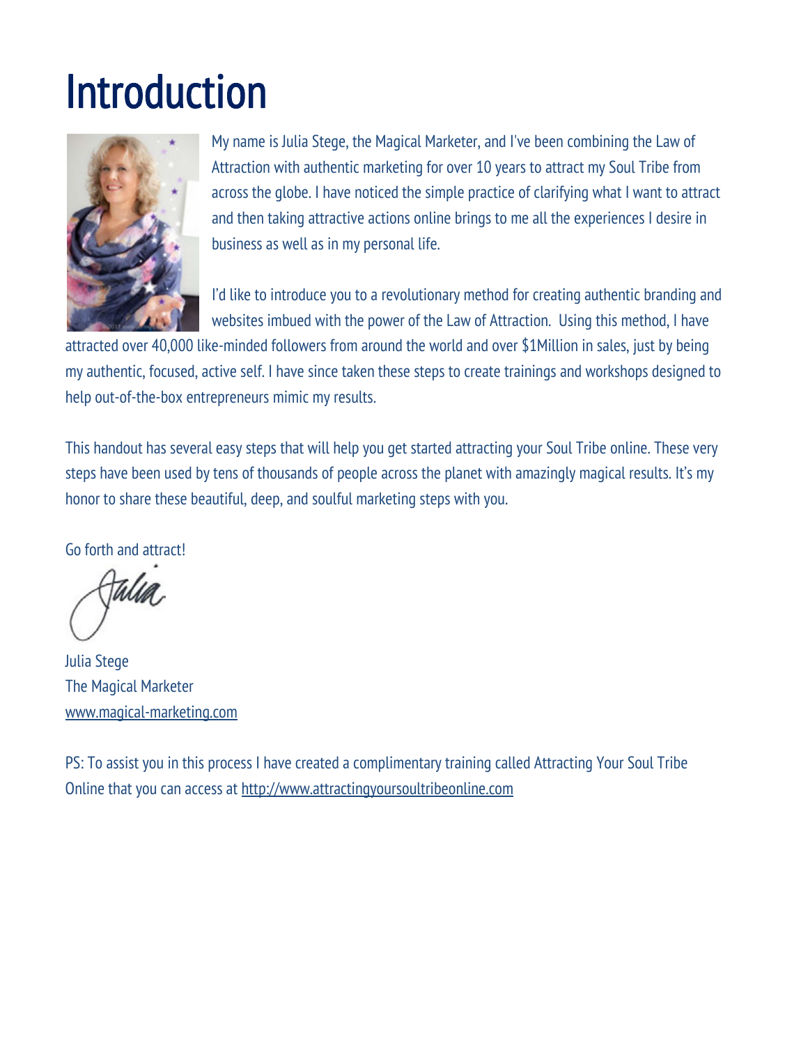# Introduction

My name is Julia Stege, the Magical Marketer, and I've been combining the Law of Attraction with authentic marketing for over 10 years to attract my Soul Tribe from across the globe. I have noticed the simple practice of clarifying what I want to attract and then taking attractive actions online brings to me all the experiences I desire in business as well as in my personal life.

I'd like to introduce you to a revolutionary method for creating authentic branding and websites imbued with the power of the Law of Attraction. Using this method, I have attracted over 40,000 like-minded followers from around the world and over $1Million in sales, just by being my authentic, focused, active self. I have since taken these steps to create trainings and workshops designed to help out-of-the-box entrepreneurs mimic my results.

This handout has several easy steps that will help you get started attracting your Soul Tribe online. These very steps have been used by tens of thousands of people across the planet with amazingly magical results. It's my honor to share these beautiful, deep, and soulful marketing steps with you.

Go forth and attract!

Julia

Julia Stege
The Magical Marketer
[www.magical-marketing.com](http://www.magical-marketing.com)

PS: To assist you in this process I have created a complimentary training called Attracting Your Soul Tribe Online that you can access at [http://www.attractingyoursoultribeonline.com](http://www.attractingyoursoultribeonline.com)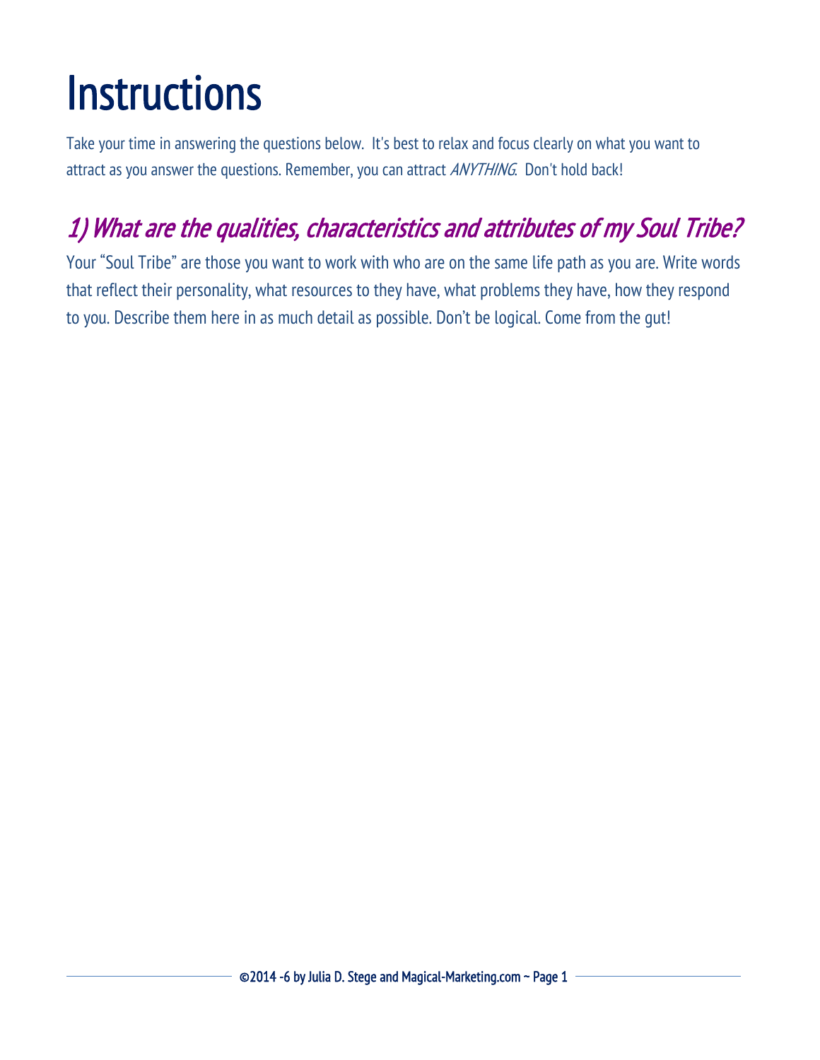# Instructions

Take your time in answering the questions below. It's best to relax and focus clearly on what you want to attract as you answer the questions. Remember, you can attract *ANYTHING*. Don't hold back!

## *1) What are the qualities, characteristics and attributes of my Soul Tribe?*

Your "Soul Tribe" are those you want to work with who are on the same life path as you are. Write words that reflect their personality, what resources to they have, what problems they have, how they respond to you. Describe them here in as much detail as possible. Don't be logical. Come from the gut!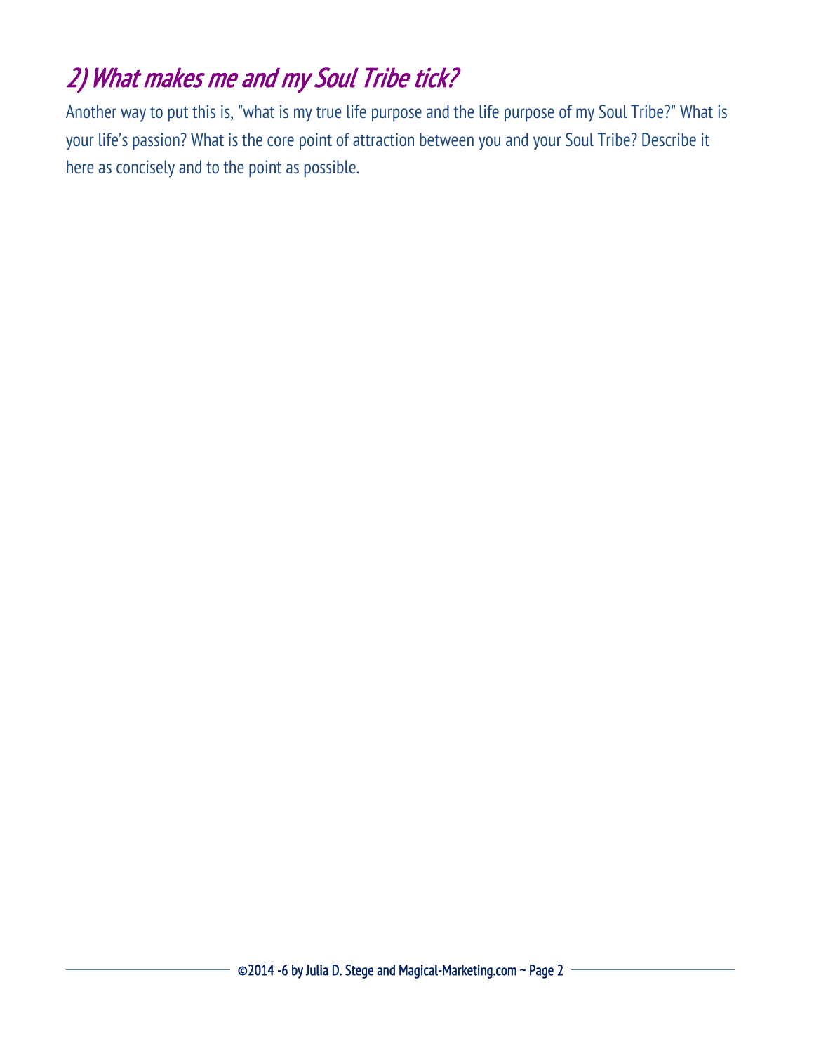## *2) What makes me and my Soul Tribe tick?*

Another way to put this is, "what is my true life purpose and the life purpose of my Soul Tribe?" What is your life's passion? What is the core point of attraction between you and your Soul Tribe? Describe it here as concisely and to the point as possible.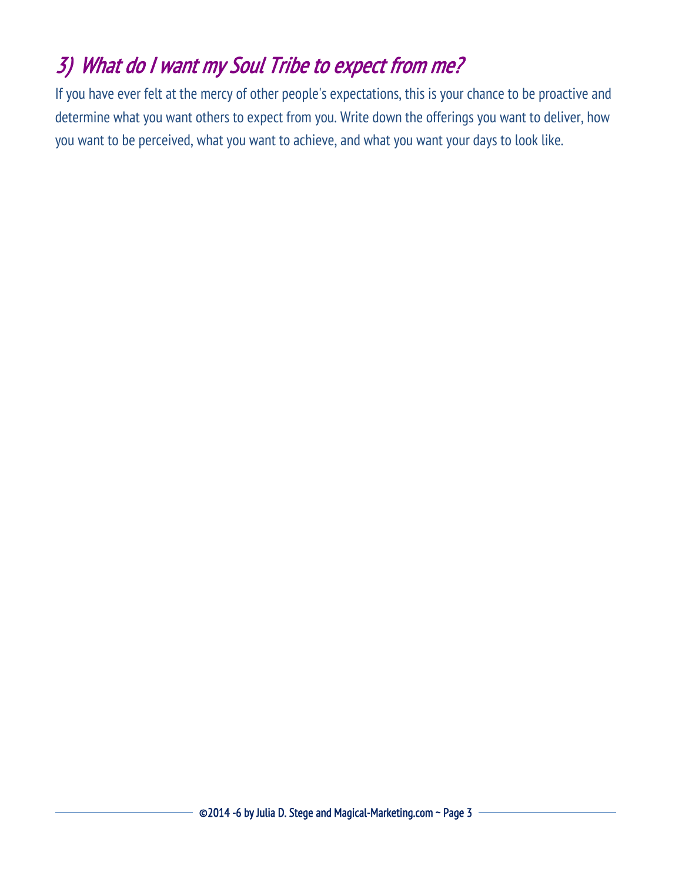## *3) What do I want my Soul Tribe to expect from me?*

If you have ever felt at the mercy of other people's expectations, this is your chance to be proactive and determine what you want others to expect from you. Write down the offerings you want to deliver, how you want to be perceived, what you want to achieve, and what you want your days to look like.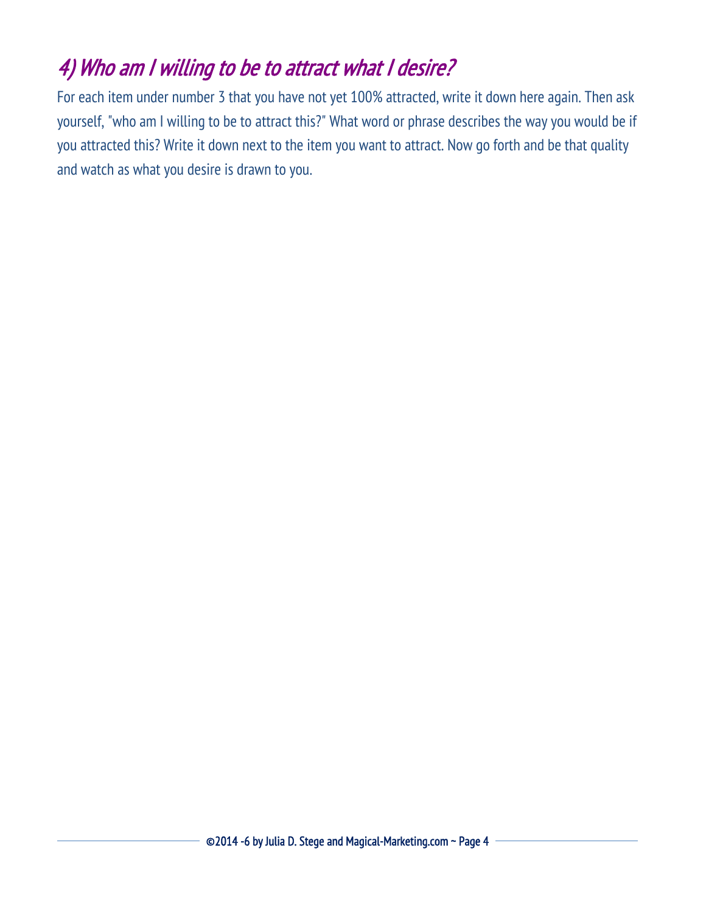## 4) Who am I willing to be to attract what I desire?

For each item under number 3 that you have not yet 100% attracted, write it down here again. Then ask yourself, "who am I willing to be to attract this?" What word or phrase describes the way you would be if you attracted this? Write it down next to the item you want to attract. Now go forth and be that quality and watch as what you desire is drawn to you.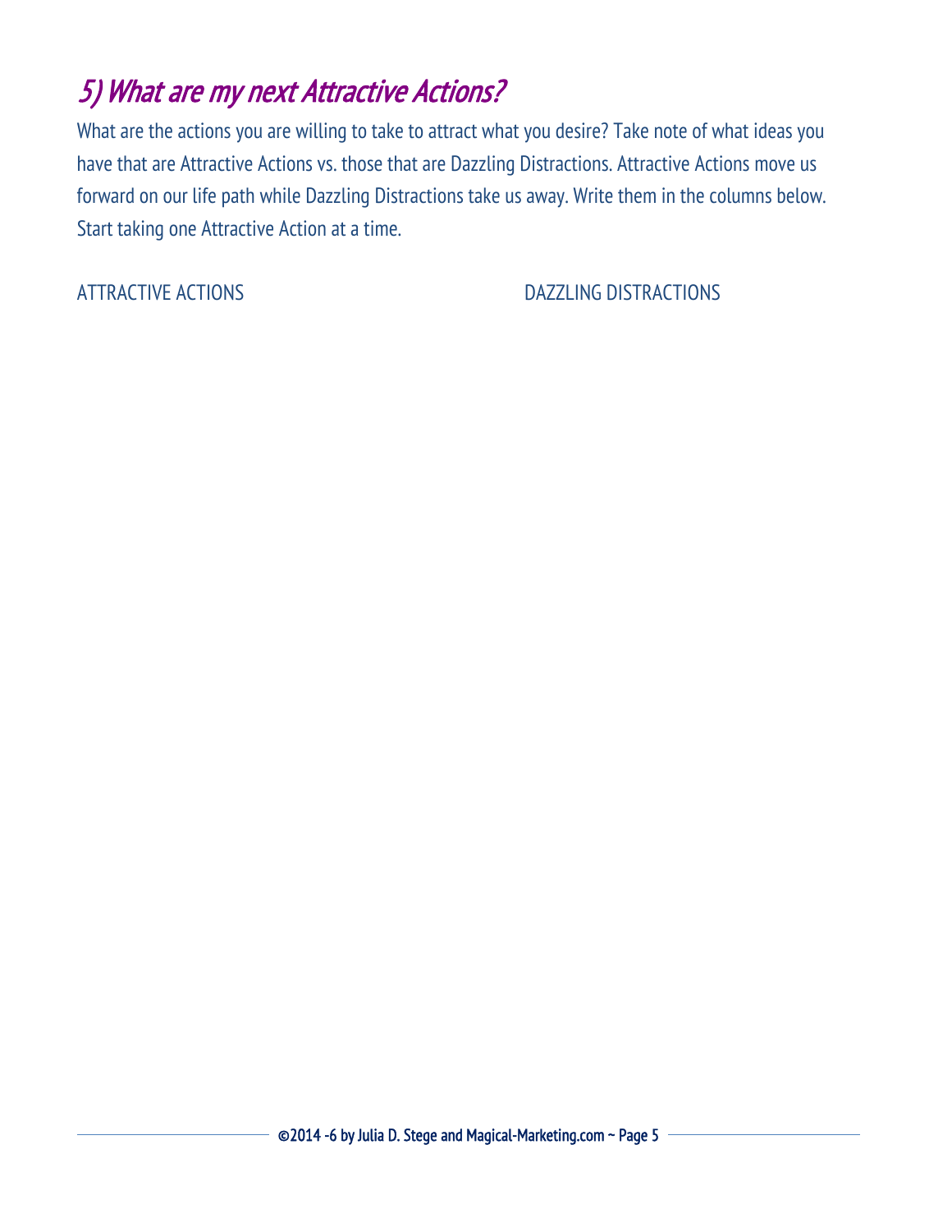## *5) What are my next Attractive Actions?*

What are the actions you are willing to take to attract what you desire? Take note of what ideas you have that are Attractive Actions vs. those that are Dazzling Distractions. Attractive Actions move us forward on our life path while Dazzling Distractions take us away. Write them in the columns below. Start taking one Attractive Action at a time.

| ATTRACTIVE ACTIONS | DAZZLING DISTRACTIONS |
| --- | --- |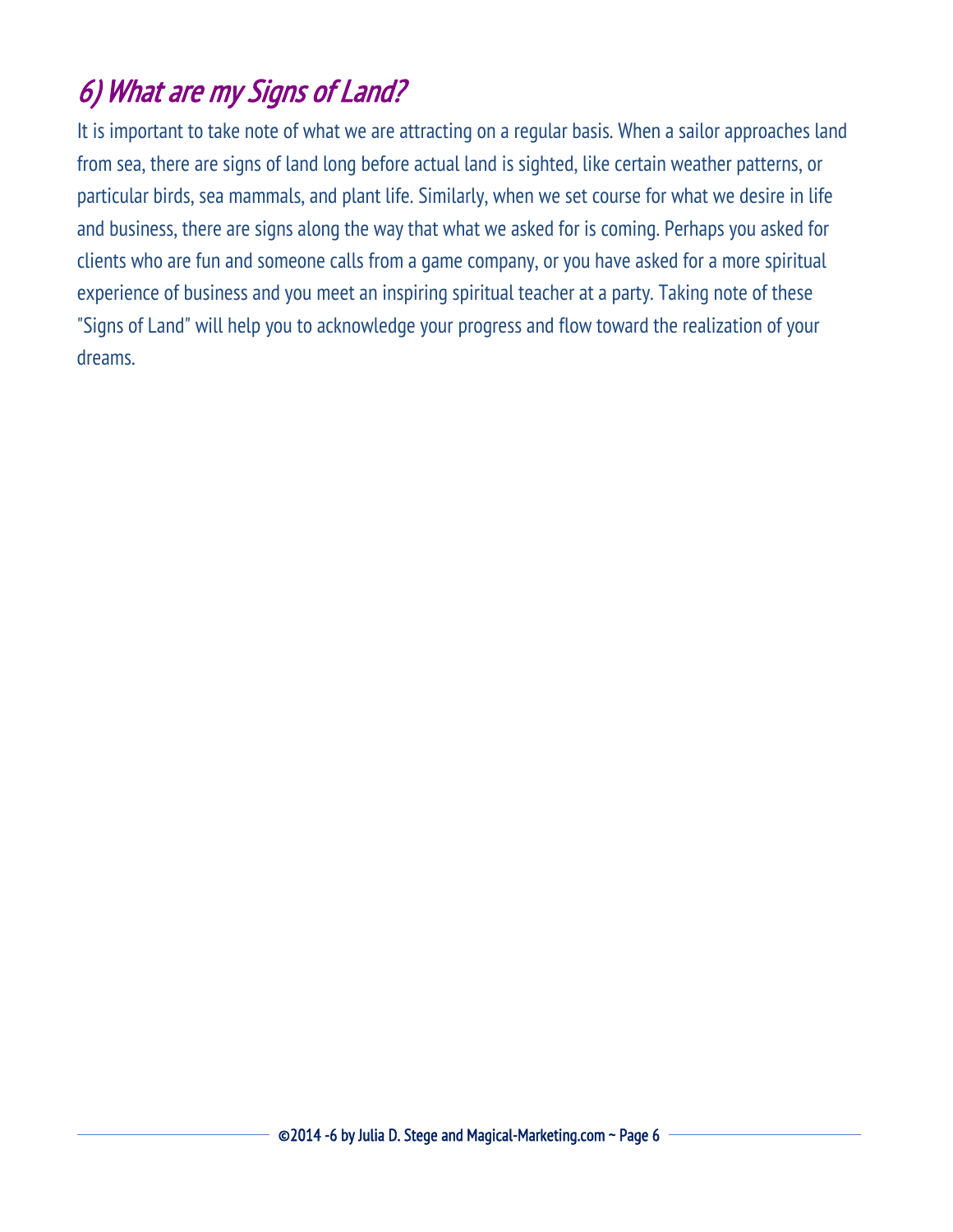## *6) What are my Signs of Land?*

It is important to take note of what we are attracting on a regular basis. When a sailor approaches land from sea, there are signs of land long before actual land is sighted, like certain weather patterns, or particular birds, sea mammals, and plant life. Similarly, when we set course for what we desire in life and business, there are signs along the way that what we asked for is coming. Perhaps you asked for clients who are fun and someone calls from a game company, or you have asked for a more spiritual experience of business and you meet an inspiring spiritual teacher at a party. Taking note of these "Signs of Land" will help you to acknowledge your progress and flow toward the realization of your dreams.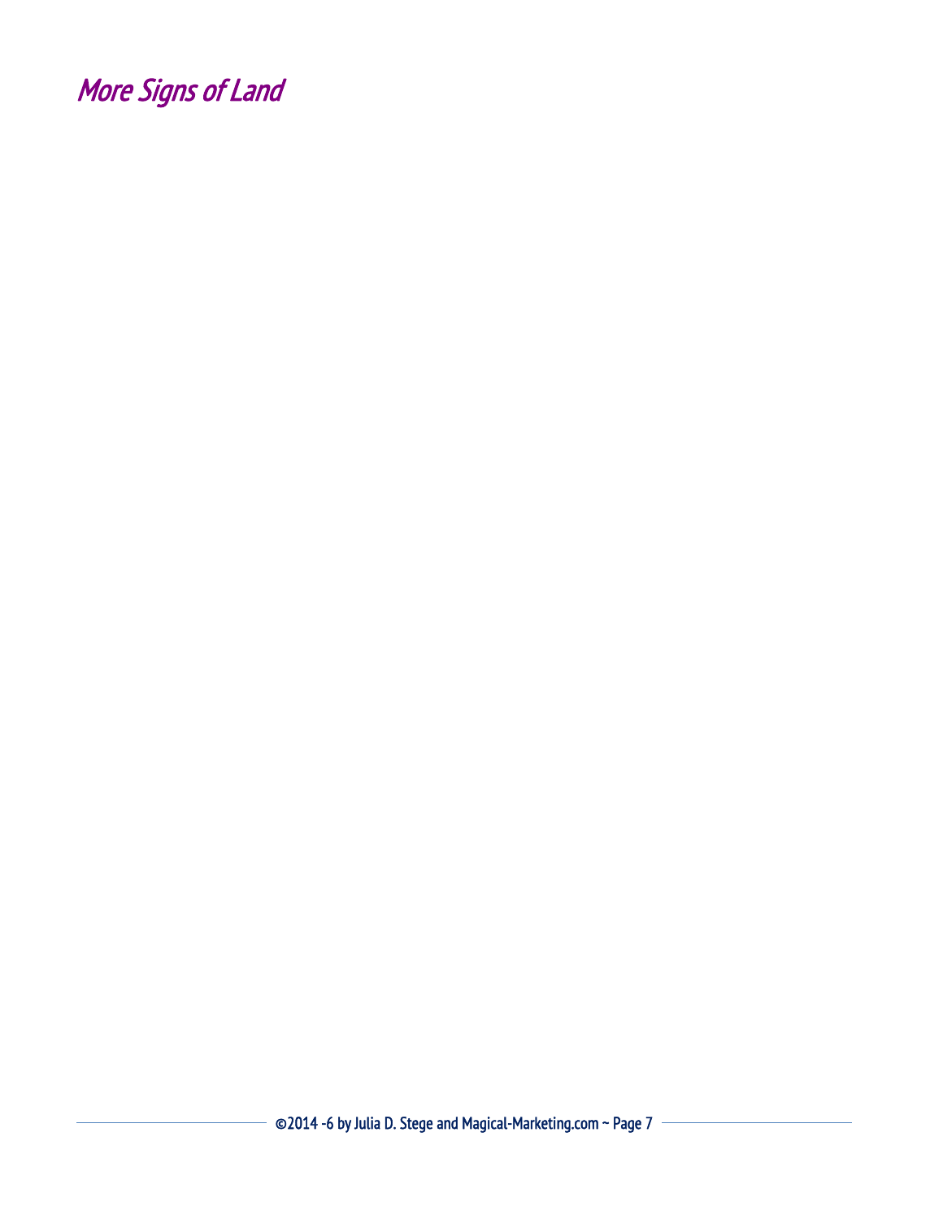## *More Signs of Land*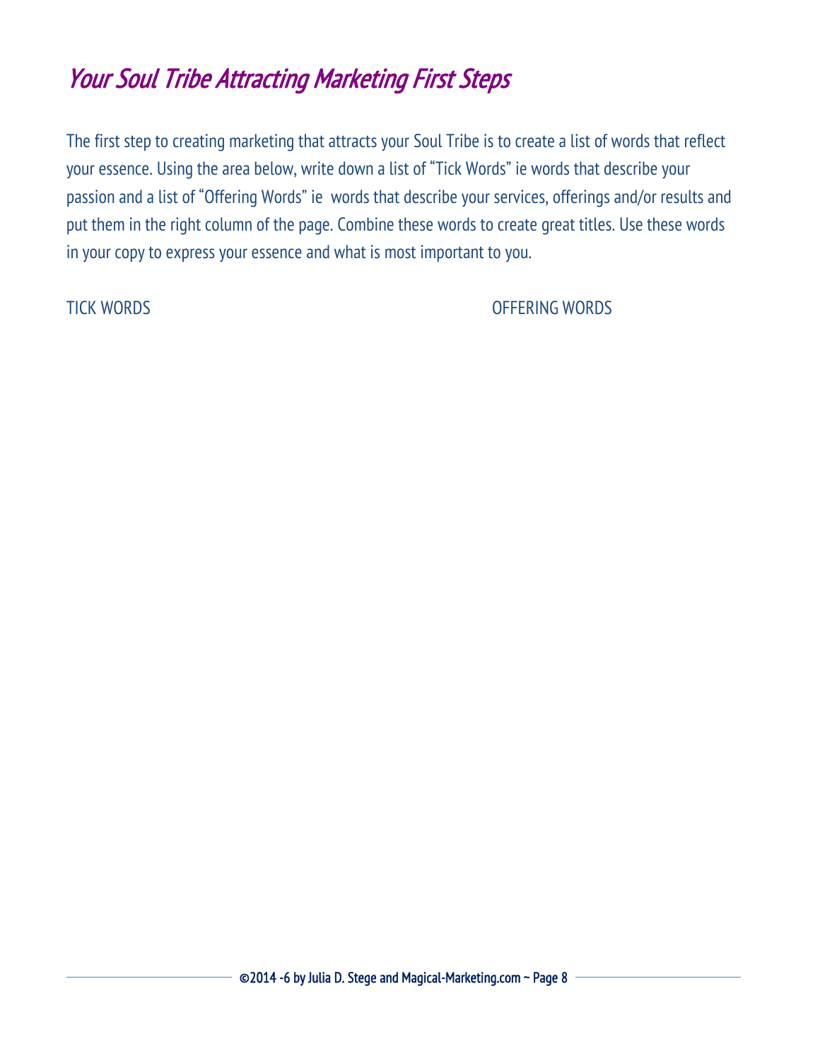# *Your Soul Tribe Attracting Marketing First Steps*

The first step to creating marketing that attracts your Soul Tribe is to create a list of words that reflect your essence. Using the area below, write down a list of "Tick Words" ie words that describe your passion and a list of "Offering Words" ie  words that describe your services, offerings and/or results and put them in the right column of the page. Combine these words to create great titles. Use these words in your copy to express your essence and what is most important to you.

| TICK WORDS | OFFERING WORDS |
|---|---|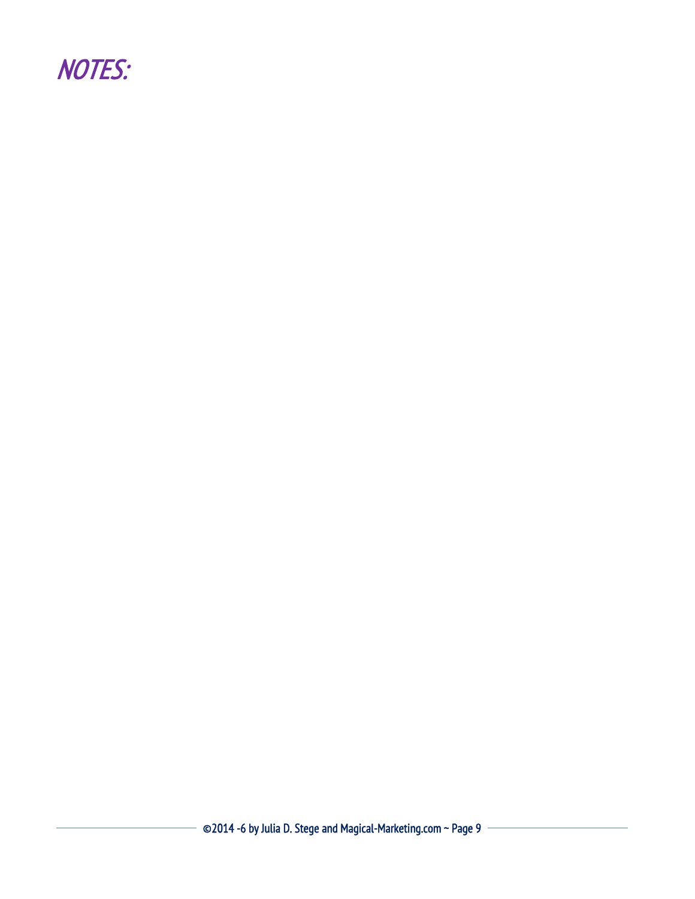# NOTES: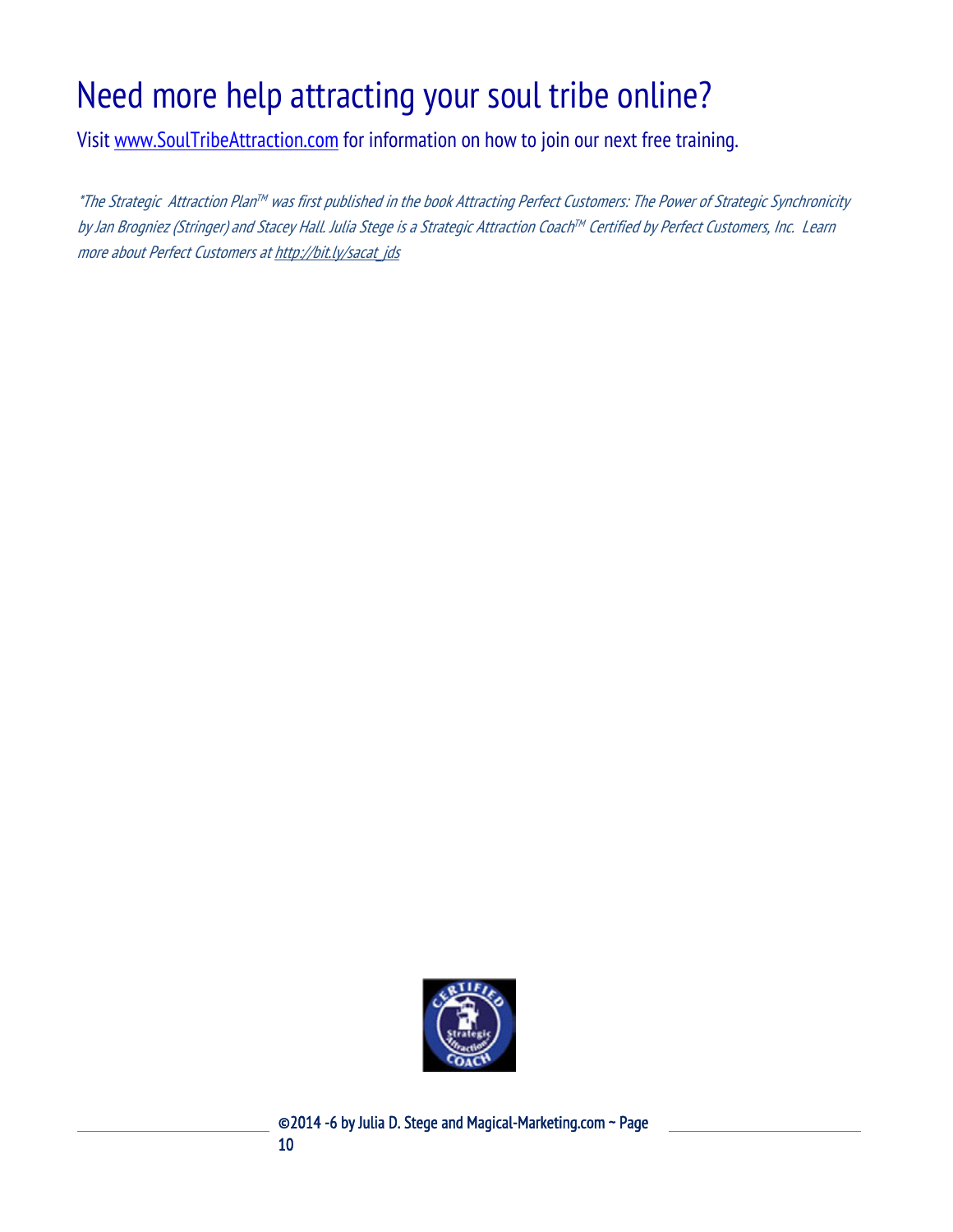# Need more help attracting your soul tribe online?

Visit www.SoulTribeAttraction.com for information on how to join our next free training.

*\*The Strategic Attraction Plan™ was first published in the book Attracting Perfect Customers: The Power of Strategic Synchronicity by Jan Brogniez (Stringer) and Stacey Hall. Julia Stege is a Strategic Attraction Coach™ Certified by Perfect Customers, Inc. Learn more about Perfect Customers at http://bit.ly/sacat_jds*

©2014 -6 by Julia D. Stege and Magical-Marketing.com